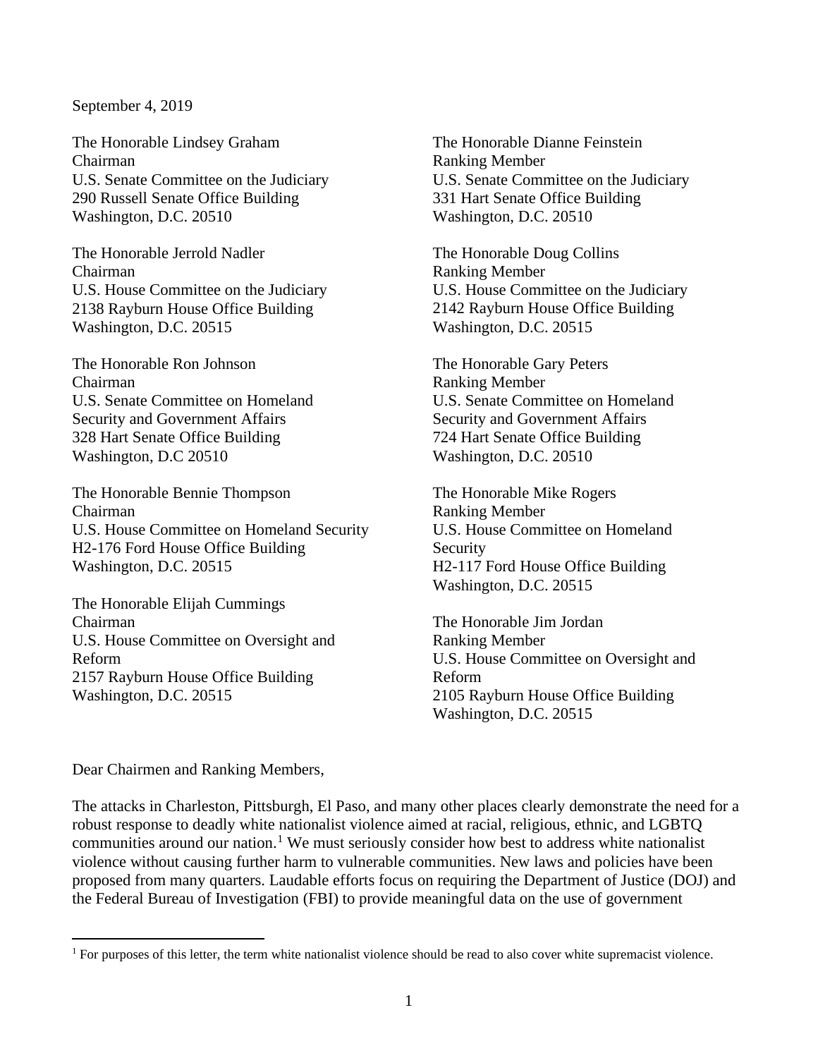September 4, 2019

The Honorable Lindsey Graham
Chairman
U.S. Senate Committee on the Judiciary
290 Russell Senate Office Building
Washington, D.C. 20510

The Honorable Dianne Feinstein
Ranking Member
U.S. Senate Committee on the Judiciary
331 Hart Senate Office Building
Washington, D.C. 20510

The Honorable Jerrold Nadler
Chairman
U.S. House Committee on the Judiciary
2138 Rayburn House Office Building
Washington, D.C. 20515

The Honorable Doug Collins
Ranking Member
U.S. House Committee on the Judiciary
2142 Rayburn House Office Building
Washington, D.C. 20515

The Honorable Ron Johnson
Chairman
U.S. Senate Committee on Homeland Security and Government Affairs
328 Hart Senate Office Building
Washington, D.C 20510

The Honorable Gary Peters
Ranking Member
U.S. Senate Committee on Homeland Security and Government Affairs
724 Hart Senate Office Building
Washington, D.C. 20510

The Honorable Bennie Thompson
Chairman
U.S. House Committee on Homeland Security
H2-176 Ford House Office Building
Washington, D.C. 20515

The Honorable Mike Rogers
Ranking Member
U.S. House Committee on Homeland Security
H2-117 Ford House Office Building
Washington, D.C. 20515

The Honorable Elijah Cummings
Chairman
U.S. House Committee on Oversight and Reform
2157 Rayburn House Office Building
Washington, D.C. 20515

The Honorable Jim Jordan
Ranking Member
U.S. House Committee on Oversight and Reform
2105 Rayburn House Office Building
Washington, D.C. 20515

Dear Chairmen and Ranking Members,

The attacks in Charleston, Pittsburgh, El Paso, and many other places clearly demonstrate the need for a robust response to deadly white nationalist violence aimed at racial, religious, ethnic, and LGBTQ communities around our nation.[1] We must seriously consider how best to address white nationalist violence without causing further harm to vulnerable communities. New laws and policies have been proposed from many quarters. Laudable efforts focus on requiring the Department of Justice (DOJ) and the Federal Bureau of Investigation (FBI) to provide meaningful data on the use of government

[1] For purposes of this letter, the term white nationalist violence should be read to also cover white supremacist violence.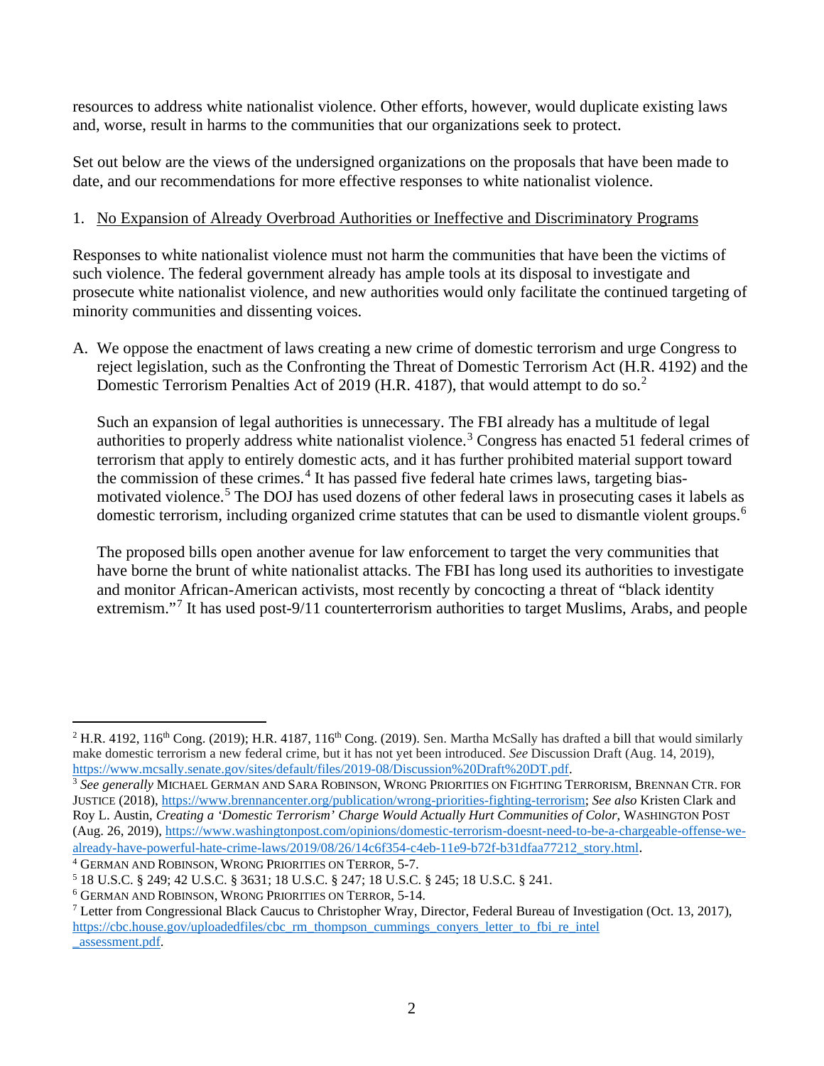resources to address white nationalist violence. Other efforts, however, would duplicate existing laws and, worse, result in harms to the communities that our organizations seek to protect.

Set out below are the views of the undersigned organizations on the proposals that have been made to date, and our recommendations for more effective responses to white nationalist violence.

1. <u>No Expansion of Already Overbroad Authorities or Ineffective and Discriminatory Programs</u>

Responses to white nationalist violence must not harm the communities that have been the victims of such violence. The federal government already has ample tools at its disposal to investigate and prosecute white nationalist violence, and new authorities would only facilitate the continued targeting of minority communities and dissenting voices.

A. We oppose the enactment of laws creating a new crime of domestic terrorism and urge Congress to reject legislation, such as the Confronting the Threat of Domestic Terrorism Act (H.R. 4192) and the Domestic Terrorism Penalties Act of 2019 (H.R. 4187), that would attempt to do so.[2]

   Such an expansion of legal authorities is unnecessary. The FBI already has a multitude of legal authorities to properly address white nationalist violence.[3] Congress has enacted 51 federal crimes of terrorism that apply to entirely domestic acts, and it has further prohibited material support toward the commission of these crimes.[4] It has passed five federal hate crimes laws, targeting bias-motivated violence.[5] The DOJ has used dozens of other federal laws in prosecuting cases it labels as domestic terrorism, including organized crime statutes that can be used to dismantle violent groups.[6]

   The proposed bills open another avenue for law enforcement to target the very communities that have borne the brunt of white nationalist attacks. The FBI has long used its authorities to investigate and monitor African-American activists, most recently by concocting a threat of "black identity extremism."[7] It has used post-9/11 counterterrorism authorities to target Muslims, Arabs, and people

---

[2] H.R. 4192, 116th Cong. (2019); H.R. 4187, 116th Cong. (2019). Sen. Martha McSally has drafted a bill that would similarly make domestic terrorism a new federal crime, but it has not yet been introduced. *See* Discussion Draft (Aug. 14, 2019), https://www.mcsally.senate.gov/sites/default/files/2019-08/Discussion%20Draft%20DT.pdf.

[3] *See generally* Michael German and Sara Robinson, Wrong Priorities on Fighting Terrorism, Brennan Ctr. for Justice (2018), https://www.brennancenter.org/publication/wrong-priorities-fighting-terrorism; *See also* Kristen Clark and Roy L. Austin, *Creating a 'Domestic Terrorism' Charge Would Actually Hurt Communities of Color*, Washington Post (Aug. 26, 2019), https://www.washingtonpost.com/opinions/domestic-terrorism-doesnt-need-to-be-a-chargeable-offense-we-already-have-powerful-hate-crime-laws/2019/08/26/14c6f354-c4eb-11e9-b72f-b31dfaa77212_story.html.

[4] German and Robinson, Wrong Priorities on Terror, 5-7.

[5] 18 U.S.C. § 249; 42 U.S.C. § 3631; 18 U.S.C. § 247; 18 U.S.C. § 245; 18 U.S.C. § 241.

[6] German and Robinson, Wrong Priorities on Terror, 5-14.

[7] Letter from Congressional Black Caucus to Christopher Wray, Director, Federal Bureau of Investigation (Oct. 13, 2017), https://cbc.house.gov/uploadedfiles/cbc_rm_thompson_cummings_conyers_letter_to_fbi_re_intel_assessment.pdf.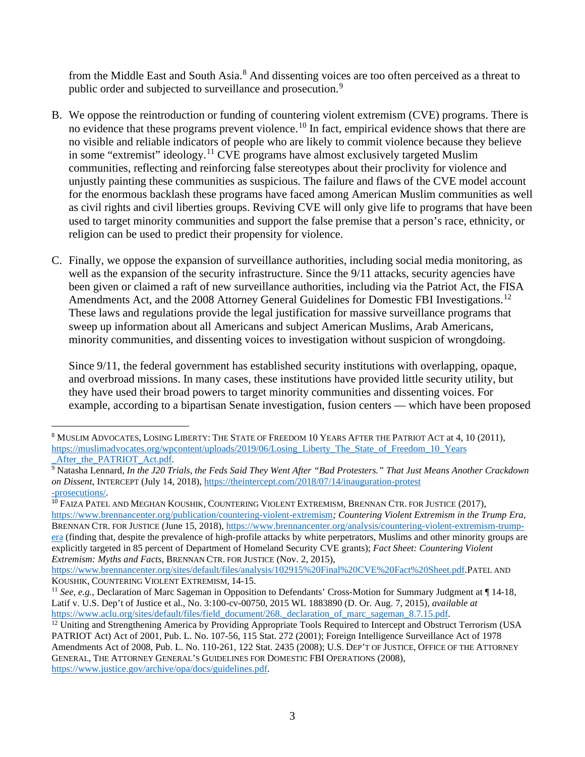from the Middle East and South Asia.[8] And dissenting voices are too often perceived as a threat to public order and subjected to surveillance and prosecution.[9]

B. We oppose the reintroduction or funding of countering violent extremism (CVE) programs. There is no evidence that these programs prevent violence.[10] In fact, empirical evidence shows that there are no visible and reliable indicators of people who are likely to commit violence because they believe in some "extremist" ideology.[11] CVE programs have almost exclusively targeted Muslim communities, reflecting and reinforcing false stereotypes about their proclivity for violence and unjustly painting these communities as suspicious. The failure and flaws of the CVE model account for the enormous backlash these programs have faced among American Muslim communities as well as civil rights and civil liberties groups. Reviving CVE will only give life to programs that have been used to target minority communities and support the false premise that a person's race, ethnicity, or religion can be used to predict their propensity for violence.

C. Finally, we oppose the expansion of surveillance authorities, including social media monitoring, as well as the expansion of the security infrastructure. Since the 9/11 attacks, security agencies have been given or claimed a raft of new surveillance authorities, including via the Patriot Act, the FISA Amendments Act, and the 2008 Attorney General Guidelines for Domestic FBI Investigations.[12] These laws and regulations provide the legal justification for massive surveillance programs that sweep up information about all Americans and subject American Muslims, Arab Americans, minority communities, and dissenting voices to investigation without suspicion of wrongdoing.

   Since 9/11, the federal government has established security institutions with overlapping, opaque, and overbroad missions. In many cases, these institutions have provided little security utility, but they have used their broad powers to target minority communities and dissenting voices. For example, according to a bipartisan Senate investigation, fusion centers — which have been proposed

---

[8] MUSLIM ADVOCATES, LOSING LIBERTY: THE STATE OF FREEDOM 10 YEARS AFTER THE PATRIOT ACT at 4, 10 (2011), https://muslimadvocates.org/wpcontent/uploads/2019/06/Losing_Liberty_The_State_of_Freedom_10_Years_After_the_PATRIOT_Act.pdf.

[9] Natasha Lennard, *In the J20 Trials, the Feds Said They Went After "Bad Protesters." That Just Means Another Crackdown on Dissent,* INTERCEPT (July 14, 2018), https://theintercept.com/2018/07/14/inauguration-protest-prosecutions/.

[10] FAIZA PATEL AND MEGHAN KOUSHIK, COUNTERING VIOLENT EXTREMISM, BRENNAN CTR. FOR JUSTICE (2017), https://www.brennancenter.org/publication/countering-violent-extremism*; Countering Violent Extremism in the Trump Era,* BRENNAN CTR. FOR JUSTICE (June 15, 2018), https://www.brennancenter.org/analysis/countering-violent-extremism-trump-era (finding that, despite the prevalence of high-profile attacks by white perpetrators, Muslims and other minority groups are explicitly targeted in 85 percent of Department of Homeland Security CVE grants); *Fact Sheet: Countering Violent Extremism: Myths and Facts,* BRENNAN CTR. FOR JUSTICE (Nov. 2, 2015), https://www.brennancenter.org/sites/default/files/analysis/102915%20Final%20CVE%20Fact%20Sheet.pdf.PATEL AND KOUSHIK, COUNTERING VIOLENT EXTREMISM, 14-15.

[11] *See, e.g.,* Declaration of Marc Sageman in Opposition to Defendants' Cross-Motion for Summary Judgment at ¶ 14-18, Latif v. U.S. Dep't of Justice et al., No. 3:100-cv-00750, 2015 WL 1883890 (D. Or. Aug. 7, 2015), *available at* https://www.aclu.org/sites/default/files/field_document/268._declaration_of_marc_sageman_8.7.15.pdf.

[12] Uniting and Strengthening America by Providing Appropriate Tools Required to Intercept and Obstruct Terrorism (USA PATRIOT Act) Act of 2001, Pub. L. No. 107-56, 115 Stat. 272 (2001); Foreign Intelligence Surveillance Act of 1978 Amendments Act of 2008, Pub. L. No. 110-261, 122 Stat. 2435 (2008); U.S. DEP'T OF JUSTICE, OFFICE OF THE ATTORNEY GENERAL, THE ATTORNEY GENERAL'S GUIDELINES FOR DOMESTIC FBI OPERATIONS (2008), https://www.justice.gov/archive/opa/docs/guidelines.pdf.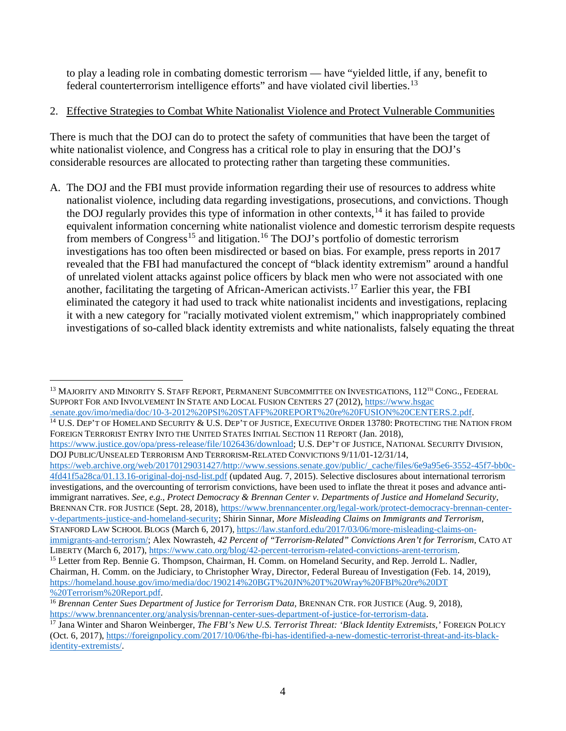to play a leading role in combating domestic terrorism — have "yielded little, if any, benefit to federal counterterrorism intelligence efforts" and have violated civil liberties.[13]

2. Effective Strategies to Combat White Nationalist Violence and Protect Vulnerable Communities

There is much that the DOJ can do to protect the safety of communities that have been the target of white nationalist violence, and Congress has a critical role to play in ensuring that the DOJ's considerable resources are allocated to protecting rather than targeting these communities.

A. The DOJ and the FBI must provide information regarding their use of resources to address white nationalist violence, including data regarding investigations, prosecutions, and convictions. Though the DOJ regularly provides this type of information in other contexts,[14] it has failed to provide equivalent information concerning white nationalist violence and domestic terrorism despite requests from members of Congress[15] and litigation.[16] The DOJ's portfolio of domestic terrorism investigations has too often been misdirected or based on bias. For example, press reports in 2017 revealed that the FBI had manufactured the concept of "black identity extremism" around a handful of unrelated violent attacks against police officers by black men who were not associated with one another, facilitating the targeting of African-American activists.[17] Earlier this year, the FBI eliminated the category it had used to track white nationalist incidents and investigations, replacing it with a new category for "racially motivated violent extremism," which inappropriately combined investigations of so-called black identity extremists and white nationalists, falsely equating the threat

---

[13] MAJORITY AND MINORITY S. STAFF REPORT, PERMANENT SUBCOMMITTEE ON INVESTIGATIONS, 112TH CONG., FEDERAL SUPPORT FOR AND INVOLVEMENT IN STATE AND LOCAL FUSION CENTERS 27 (2012), https://www.hsgac.senate.gov/imo/media/doc/10-3-2012%20PSI%20STAFF%20REPORT%20re%20FUSION%20CENTERS.2.pdf.

[14] U.S. DEP'T OF HOMELAND SECURITY & U.S. DEP'T OF JUSTICE, EXECUTIVE ORDER 13780: PROTECTING THE NATION FROM FOREIGN TERRORIST ENTRY INTO THE UNITED STATES INITIAL SECTION 11 REPORT (Jan. 2018), https://www.justice.gov/opa/press-release/file/1026436/download; U.S. DEP'T OF JUSTICE, NATIONAL SECURITY DIVISION, DOJ PUBLIC/UNSEALED TERRORISM AND TERRORISM-RELATED CONVICTIONS 9/11/01-12/31/14, https://web.archive.org/web/20170129031427/http://www.sessions.senate.gov/public/_cache/files/6e9a95e6-3552-45f7-bb0c-4fd41f5a28ca/01.13.16-original-doj-nsd-list.pdf (updated Aug. 7, 2015). Selective disclosures about international terrorism investigations, and the overcounting of terrorism convictions, have been used to inflate the threat it poses and advance anti-immigrant narratives. *See, e.g.*, *Protect Democracy & Brennan Center v. Departments of Justice and Homeland Security*, BRENNAN CTR. FOR JUSTICE (Sept. 28, 2018), https://www.brennancenter.org/legal-work/protect-democracy-brennan-center-v-departments-justice-and-homeland-security; Shirin Sinnar, *More Misleading Claims on Immigrants and Terrorism*, STANFORD LAW SCHOOL BLOGS (March 6, 2017), https://law.stanford.edu/2017/03/06/more-misleading-claims-on-immigrants-and-terrorism/; Alex Nowrasteh, *42 Percent of "Terrorism-Related" Convictions Aren't for Terrorism*, CATO AT LIBERTY (March 6, 2017), https://www.cato.org/blog/42-percent-terrorism-related-convictions-arent-terrorism.

[15] Letter from Rep. Bennie G. Thompson, Chairman, H. Comm. on Homeland Security, and Rep. Jerrold L. Nadler, Chairman, H. Comm. on the Judiciary, to Christopher Wray, Director, Federal Bureau of Investigation (Feb. 14, 2019), https://homeland.house.gov/imo/media/doc/190214%20BGT%20JN%20T%20Wray%20FBI%20re%20DT%20Terrorism%20Report.pdf.

[16] *Brennan Center Sues Department of Justice for Terrorism Data*, BRENNAN CTR. FOR JUSTICE (Aug. 9, 2018), https://www.brennancenter.org/analysis/brennan-center-sues-department-of-justice-for-terrorism-data.

[17] Jana Winter and Sharon Weinberger, *The FBI's New U.S. Terrorist Threat: 'Black Identity Extremists,'* FOREIGN POLICY (Oct. 6, 2017), https://foreignpolicy.com/2017/10/06/the-fbi-has-identified-a-new-domestic-terrorist-threat-and-its-black-identity-extremists/.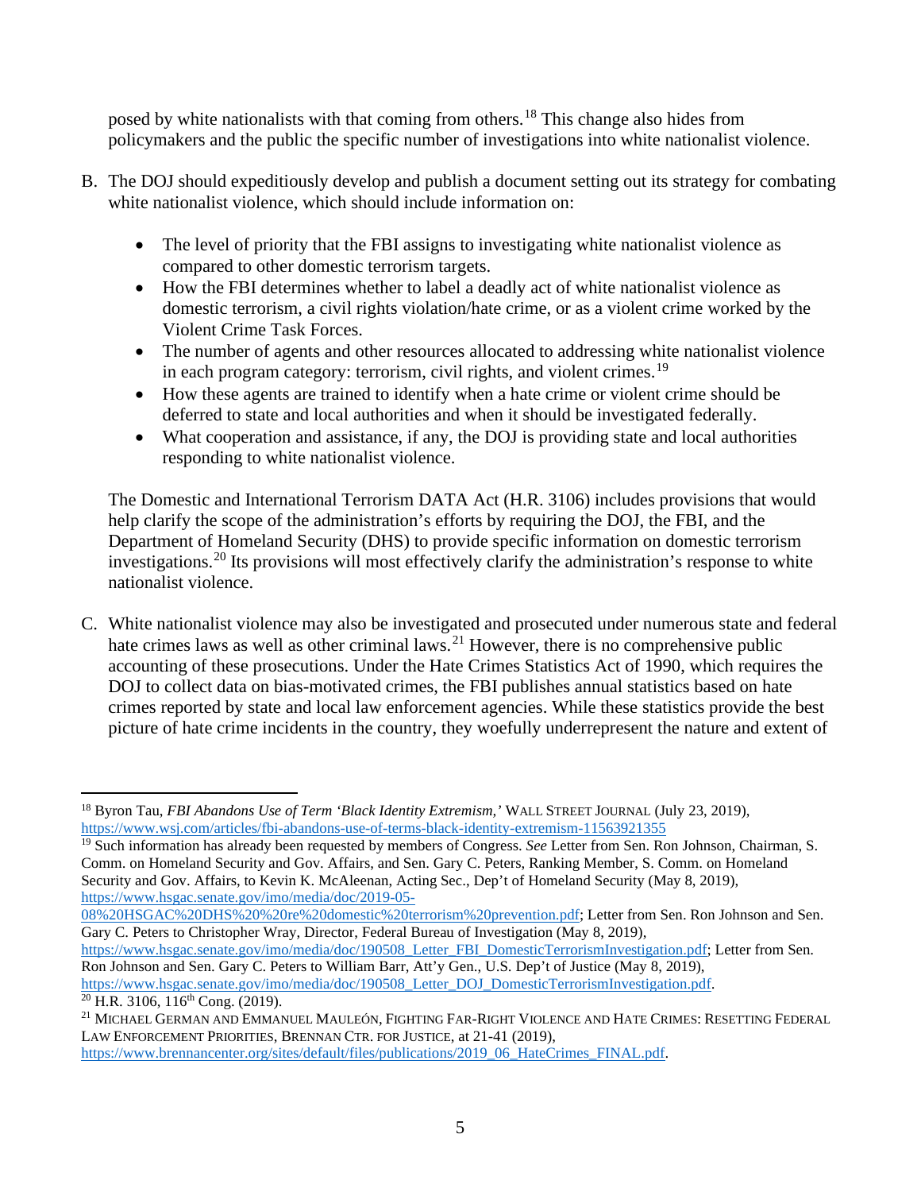posed by white nationalists with that coming from others.[18] This change also hides from policymakers and the public the specific number of investigations into white nationalist violence.

B. The DOJ should expeditiously develop and publish a document setting out its strategy for combating white nationalist violence, which should include information on:

   - The level of priority that the FBI assigns to investigating white nationalist violence as compared to other domestic terrorism targets.
   - How the FBI determines whether to label a deadly act of white nationalist violence as domestic terrorism, a civil rights violation/hate crime, or as a violent crime worked by the Violent Crime Task Forces.
   - The number of agents and other resources allocated to addressing white nationalist violence in each program category: terrorism, civil rights, and violent crimes.[19]
   - How these agents are trained to identify when a hate crime or violent crime should be deferred to state and local authorities and when it should be investigated federally.
   - What cooperation and assistance, if any, the DOJ is providing state and local authorities responding to white nationalist violence.

   The Domestic and International Terrorism DATA Act (H.R. 3106) includes provisions that would help clarify the scope of the administration's efforts by requiring the DOJ, the FBI, and the Department of Homeland Security (DHS) to provide specific information on domestic terrorism investigations.[20] Its provisions will most effectively clarify the administration's response to white nationalist violence.

C. White nationalist violence may also be investigated and prosecuted under numerous state and federal hate crimes laws as well as other criminal laws.[21] However, there is no comprehensive public accounting of these prosecutions. Under the Hate Crimes Statistics Act of 1990, which requires the DOJ to collect data on bias-motivated crimes, the FBI publishes annual statistics based on hate crimes reported by state and local law enforcement agencies. While these statistics provide the best picture of hate crime incidents in the country, they woefully underrepresent the nature and extent of

---

[18] Byron Tau, *FBI Abandons Use of Term 'Black Identity Extremism,'* WALL STREET JOURNAL (July 23, 2019), https://www.wsj.com/articles/fbi-abandons-use-of-terms-black-identity-extremism-11563921355

[19] Such information has already been requested by members of Congress. *See* Letter from Sen. Ron Johnson, Chairman, S. Comm. on Homeland Security and Gov. Affairs, and Sen. Gary C. Peters, Ranking Member, S. Comm. on Homeland Security and Gov. Affairs, to Kevin K. McAleenan, Acting Sec., Dep't of Homeland Security (May 8, 2019), https://www.hsgac.senate.gov/imo/media/doc/2019-05-08%20HSGAC%20DHS%20%20re%20domestic%20terrorism%20prevention.pdf; Letter from Sen. Ron Johnson and Sen. Gary C. Peters to Christopher Wray, Director, Federal Bureau of Investigation (May 8, 2019), https://www.hsgac.senate.gov/imo/media/doc/190508_Letter_FBI_DomesticTerrorismInvestigation.pdf; Letter from Sen. Ron Johnson and Sen. Gary C. Peters to William Barr, Att'y Gen., U.S. Dep't of Justice (May 8, 2019), https://www.hsgac.senate.gov/imo/media/doc/190508_Letter_DOJ_DomesticTerrorismInvestigation.pdf.

[20] H.R. 3106, 116th Cong. (2019).

[21] MICHAEL GERMAN AND EMMANUEL MAULEÓN, FIGHTING FAR-RIGHT VIOLENCE AND HATE CRIMES: RESETTING FEDERAL LAW ENFORCEMENT PRIORITIES, BRENNAN CTR. FOR JUSTICE, at 21-41 (2019), https://www.brennancenter.org/sites/default/files/publications/2019_06_HateCrimes_FINAL.pdf.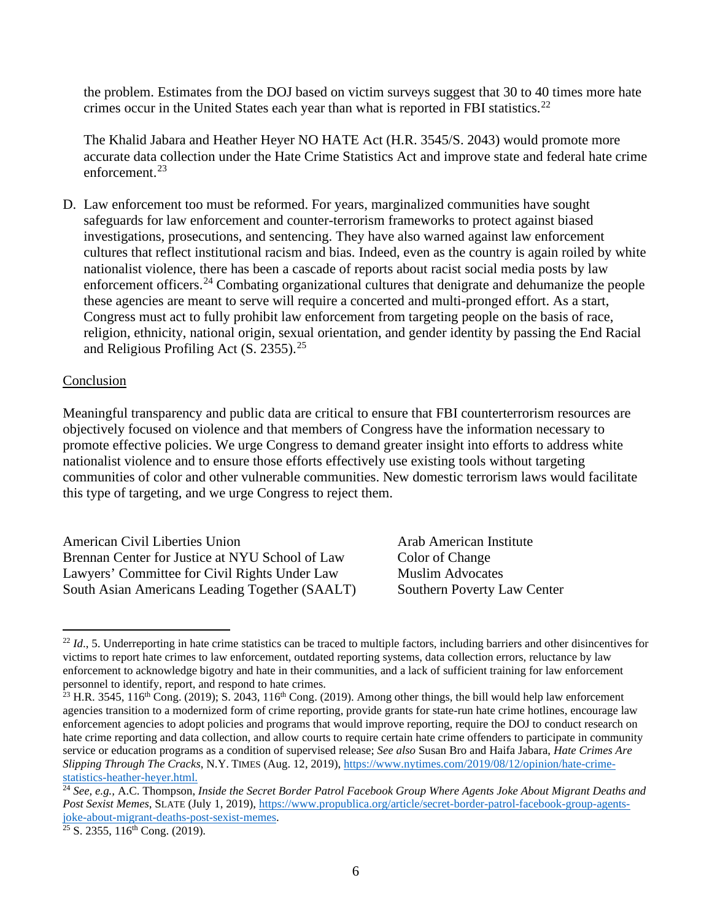the problem. Estimates from the DOJ based on victim surveys suggest that 30 to 40 times more hate crimes occur in the United States each year than what is reported in FBI statistics.[22]

The Khalid Jabara and Heather Heyer NO HATE Act (H.R. 3545/S. 2043) would promote more accurate data collection under the Hate Crime Statistics Act and improve state and federal hate crime enforcement.[23]

D. Law enforcement too must be reformed. For years, marginalized communities have sought safeguards for law enforcement and counter-terrorism frameworks to protect against biased investigations, prosecutions, and sentencing. They have also warned against law enforcement cultures that reflect institutional racism and bias. Indeed, even as the country is again roiled by white nationalist violence, there has been a cascade of reports about racist social media posts by law enforcement officers.[24] Combating organizational cultures that denigrate and dehumanize the people these agencies are meant to serve will require a concerted and multi-pronged effort. As a start, Congress must act to fully prohibit law enforcement from targeting people on the basis of race, religion, ethnicity, national origin, sexual orientation, and gender identity by passing the End Racial and Religious Profiling Act (S. 2355).[25]

## Conclusion

Meaningful transparency and public data are critical to ensure that FBI counterterrorism resources are objectively focused on violence and that members of Congress have the information necessary to promote effective policies. We urge Congress to demand greater insight into efforts to address white nationalist violence and to ensure those efforts effectively use existing tools without targeting communities of color and other vulnerable communities. New domestic terrorism laws would facilitate this type of targeting, and we urge Congress to reject them.

American Civil Liberties Union
Brennan Center for Justice at NYU School of Law
Lawyers' Committee for Civil Rights Under Law
South Asian Americans Leading Together (SAALT)
Arab American Institute
Color of Change
Muslim Advocates
Southern Poverty Law Center

---

[22] *Id.*, 5. Underreporting in hate crime statistics can be traced to multiple factors, including barriers and other disincentives for victims to report hate crimes to law enforcement, outdated reporting systems, data collection errors, reluctance by law enforcement to acknowledge bigotry and hate in their communities, and a lack of sufficient training for law enforcement personnel to identify, report, and respond to hate crimes.

[23] H.R. 3545, 116th Cong. (2019); S. 2043, 116th Cong. (2019). Among other things, the bill would help law enforcement agencies transition to a modernized form of crime reporting, provide grants for state-run hate crime hotlines, encourage law enforcement agencies to adopt policies and programs that would improve reporting, require the DOJ to conduct research on hate crime reporting and data collection, and allow courts to require certain hate crime offenders to participate in community service or education programs as a condition of supervised release; *See also* Susan Bro and Haifa Jabara, *Hate Crimes Are Slipping Through The Cracks*, N.Y. TIMES (Aug. 12, 2019), https://www.nytimes.com/2019/08/12/opinion/hate-crime-statistics-heather-heyer.html.

[24] *See, e.g.*, A.C. Thompson, *Inside the Secret Border Patrol Facebook Group Where Agents Joke About Migrant Deaths and Post Sexist Memes*, SLATE (July 1, 2019), https://www.propublica.org/article/secret-border-patrol-facebook-group-agents-joke-about-migrant-deaths-post-sexist-memes.

[25] S. 2355, 116th Cong. (2019).